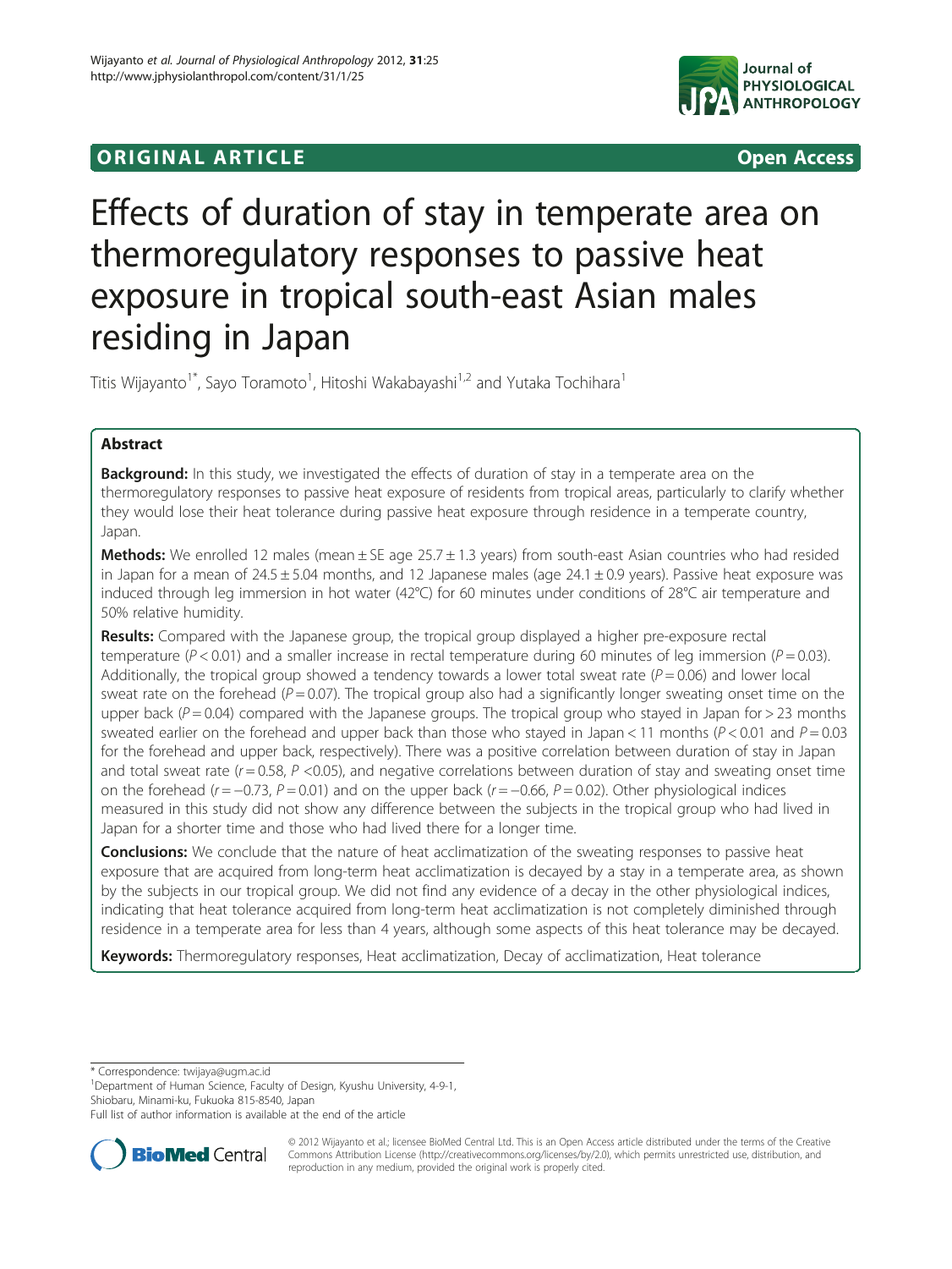**ORIGINAL ARTICLE** **Open Access**

# Effects of duration of stay in temperate area on thermoregulatory responses to passive heat exposure in tropical south-east Asian males residing in Japan

Titis Wijayanto[1*], Sayo Toramoto[1], Hitoshi Wakabayashi[1,2] and Yutaka Tochihara[1]

## Abstract

**Background:** In this study, we investigated the effects of duration of stay in a temperate area on the thermoregulatory responses to passive heat exposure of residents from tropical areas, particularly to clarify whether they would lose their heat tolerance during passive heat exposure through residence in a temperate country, Japan.

**Methods:** We enrolled 12 males (mean ± SE age 25.7 ± 1.3 years) from south-east Asian countries who had resided in Japan for a mean of 24.5 ± 5.04 months, and 12 Japanese males (age 24.1 ± 0.9 years). Passive heat exposure was induced through leg immersion in hot water (42°C) for 60 minutes under conditions of 28°C air temperature and 50% relative humidity.

**Results:** Compared with the Japanese group, the tropical group displayed a higher pre-exposure rectal temperature ($P < 0.01$) and a smaller increase in rectal temperature during 60 minutes of leg immersion ($P = 0.03$). Additionally, the tropical group showed a tendency towards a lower total sweat rate ($P = 0.06$) and lower local sweat rate on the forehead ($P = 0.07$). The tropical group also had a significantly longer sweating onset time on the upper back ($P = 0.04$) compared with the Japanese groups. The tropical group who stayed in Japan for > 23 months sweated earlier on the forehead and upper back than those who stayed in Japan < 11 months ($P < 0.01$ and $P = 0.03$ for the forehead and upper back, respectively). There was a positive correlation between duration of stay in Japan and total sweat rate ($r = 0.58$, $P < 0.05$), and negative correlations between duration of stay and sweating onset time on the forehead ($r = -0.73$, $P = 0.01$) and on the upper back ($r = -0.66$, $P = 0.02$). Other physiological indices measured in this study did not show any difference between the subjects in the tropical group who had lived in Japan for a shorter time and those who had lived there for a longer time.

**Conclusions:** We conclude that the nature of heat acclimatization of the sweating responses to passive heat exposure that are acquired from long-term heat acclimatization is decayed by a stay in a temperate area, as shown by the subjects in our tropical group. We did not find any evidence of a decay in the other physiological indices, indicating that heat tolerance acquired from long-term heat acclimatization is not completely diminished through residence in a temperate area for less than 4 years, although some aspects of this heat tolerance may be decayed.

**Keywords:** Thermoregulatory responses, Heat acclimatization, Decay of acclimatization, Heat tolerance

---

\* Correspondence: twijaya@ugm.ac.id
[1]Department of Human Science, Faculty of Design, Kyushu University, 4-9-1, Shiobaru, Minami-ku, Fukuoka 815-8540, Japan
Full list of author information is available at the end of the article

© 2012 Wijayanto et al.; licensee BioMed Central Ltd. This is an Open Access article distributed under the terms of the Creative Commons Attribution License (http://creativecommons.org/licenses/by/2.0), which permits unrestricted use, distribution, and reproduction in any medium, provided the original work is properly cited.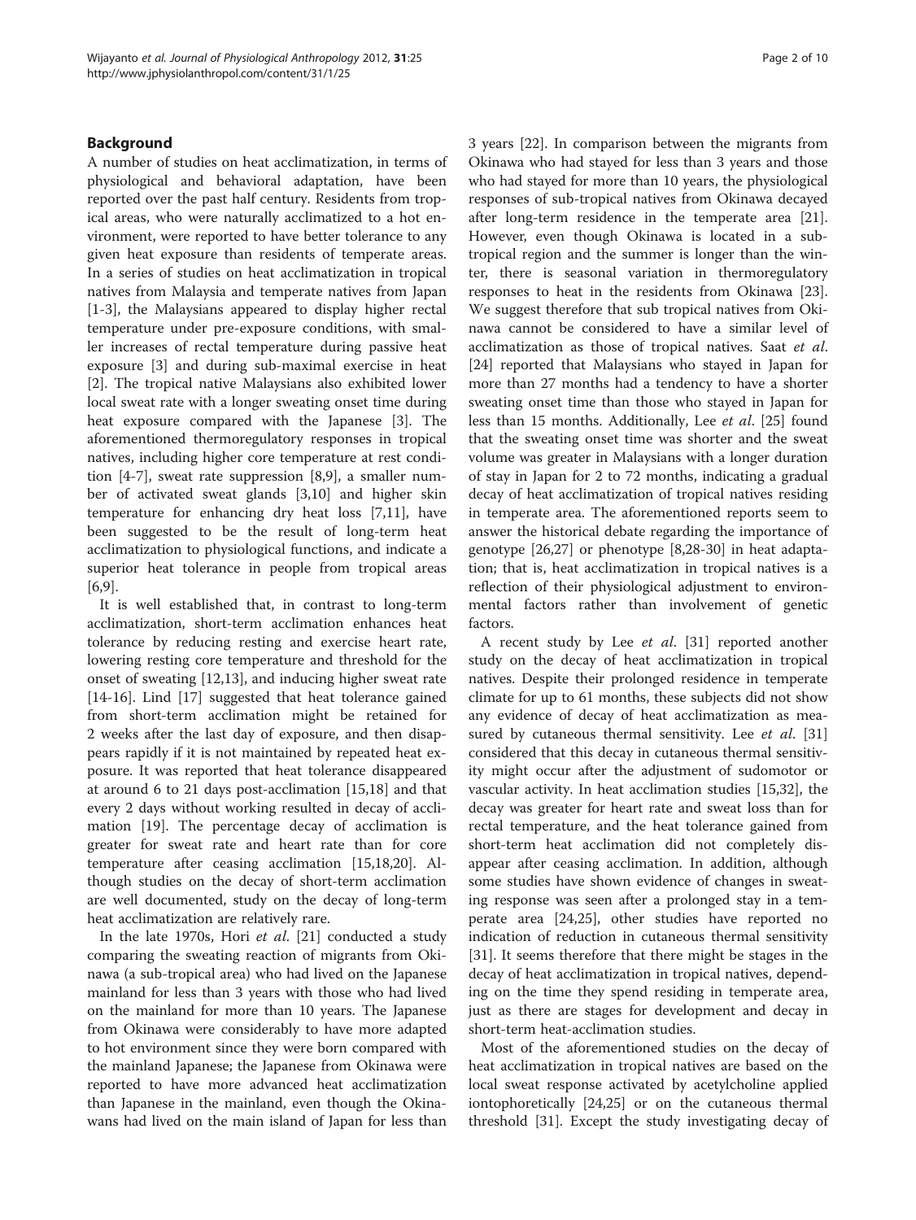## Background

A number of studies on heat acclimatization, in terms of physiological and behavioral adaptation, have been reported over the past half century. Residents from tropical areas, who were naturally acclimatized to a hot environment, were reported to have better tolerance to any given heat exposure than residents of temperate areas. In a series of studies on heat acclimatization in tropical natives from Malaysia and temperate natives from Japan [1-3], the Malaysians appeared to display higher rectal temperature under pre-exposure conditions, with smaller increases of rectal temperature during passive heat exposure [3] and during sub-maximal exercise in heat [2]. The tropical native Malaysians also exhibited lower local sweat rate with a longer sweating onset time during heat exposure compared with the Japanese [3]. The aforementioned thermoregulatory responses in tropical natives, including higher core temperature at rest condition [4-7], sweat rate suppression [8,9], a smaller number of activated sweat glands [3,10] and higher skin temperature for enhancing dry heat loss [7,11], have been suggested to be the result of long-term heat acclimatization to physiological functions, and indicate a superior heat tolerance in people from tropical areas [6,9].

It is well established that, in contrast to long-term acclimatization, short-term acclimation enhances heat tolerance by reducing resting and exercise heart rate, lowering resting core temperature and threshold for the onset of sweating [12,13], and inducing higher sweat rate [14-16]. Lind [17] suggested that heat tolerance gained from short-term acclimation might be retained for 2 weeks after the last day of exposure, and then disappears rapidly if it is not maintained by repeated heat exposure. It was reported that heat tolerance disappeared at around 6 to 21 days post-acclimation [15,18] and that every 2 days without working resulted in decay of acclimation [19]. The percentage decay of acclimation is greater for sweat rate and heart rate than for core temperature after ceasing acclimation [15,18,20]. Although studies on the decay of short-term acclimation are well documented, study on the decay of long-term heat acclimatization are relatively rare.

In the late 1970s, Hori *et al*. [21] conducted a study comparing the sweating reaction of migrants from Okinawa (a sub-tropical area) who had lived on the Japanese mainland for less than 3 years with those who had lived on the mainland for more than 10 years. The Japanese from Okinawa were considerably to have more adapted to hot environment since they were born compared with the mainland Japanese; the Japanese from Okinawa were reported to have more advanced heat acclimatization than Japanese in the mainland, even though the Okinawans had lived on the main island of Japan for less than 3 years [22]. In comparison between the migrants from Okinawa who had stayed for less than 3 years and those who had stayed for more than 10 years, the physiological responses of sub-tropical natives from Okinawa decayed after long-term residence in the temperate area [21]. However, even though Okinawa is located in a sub-tropical region and the summer is longer than the winter, there is seasonal variation in thermoregulatory responses to heat in the residents from Okinawa [23]. We suggest therefore that sub tropical natives from Okinawa cannot be considered to have a similar level of acclimatization as those of tropical natives. Saat *et al*. [24] reported that Malaysians who stayed in Japan for more than 27 months had a tendency to have a shorter sweating onset time than those who stayed in Japan for less than 15 months. Additionally, Lee *et al*. [25] found that the sweating onset time was shorter and the sweat volume was greater in Malaysians with a longer duration of stay in Japan for 2 to 72 months, indicating a gradual decay of heat acclimatization of tropical natives residing in temperate area. The aforementioned reports seem to answer the historical debate regarding the importance of genotype [26,27] or phenotype [8,28-30] in heat adaptation; that is, heat acclimatization in tropical natives is a reflection of their physiological adjustment to environmental factors rather than involvement of genetic factors.

A recent study by Lee *et al*. [31] reported another study on the decay of heat acclimatization in tropical natives. Despite their prolonged residence in temperate climate for up to 61 months, these subjects did not show any evidence of decay of heat acclimatization as measured by cutaneous thermal sensitivity. Lee *et al*. [31] considered that this decay in cutaneous thermal sensitivity might occur after the adjustment of sudomotor or vascular activity. In heat acclimation studies [15,32], the decay was greater for heart rate and sweat loss than for rectal temperature, and the heat tolerance gained from short-term heat acclimation did not completely disappear after ceasing acclimation. In addition, although some studies have shown evidence of changes in sweating response was seen after a prolonged stay in a temperate area [24,25], other studies have reported no indication of reduction in cutaneous thermal sensitivity [31]. It seems therefore that there might be stages in the decay of heat acclimatization in tropical natives, depending on the time they spend residing in temperate area, just as there are stages for development and decay in short-term heat-acclimation studies.

Most of the aforementioned studies on the decay of heat acclimatization in tropical natives are based on the local sweat response activated by acetylcholine applied iontophoretically [24,25] or on the cutaneous thermal threshold [31]. Except the study investigating decay of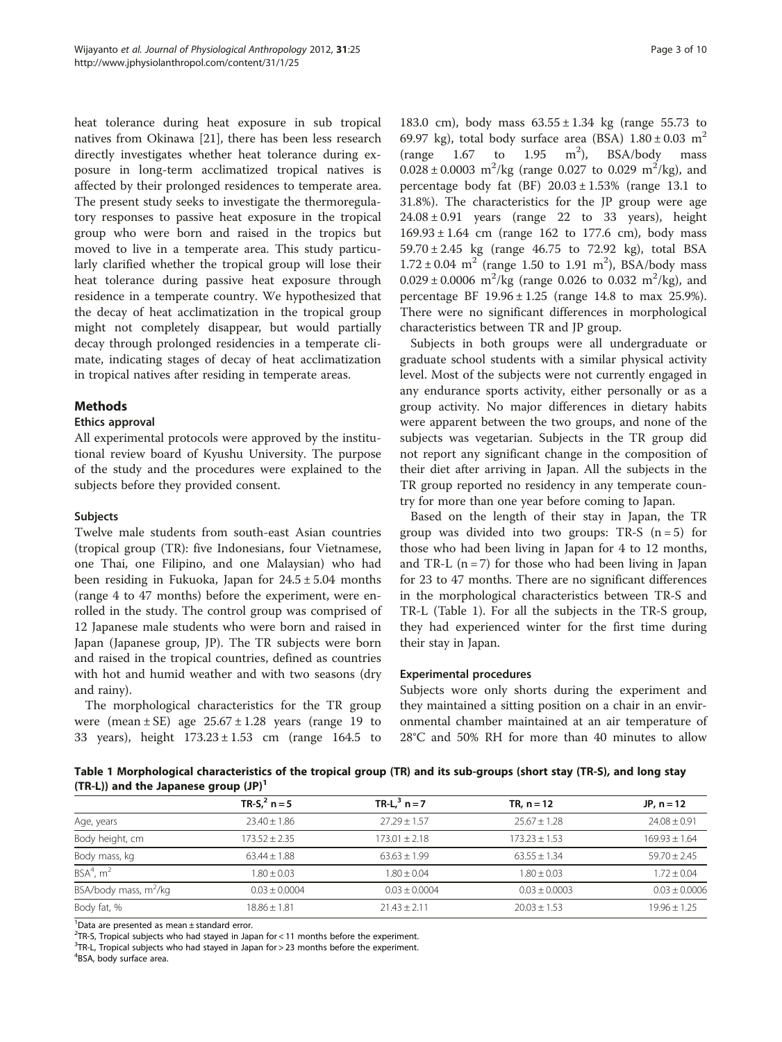heat tolerance during heat exposure in sub tropical natives from Okinawa [21], there has been less research directly investigates whether heat tolerance during exposure in long-term acclimatized tropical natives is affected by their prolonged residences to temperate area. The present study seeks to investigate the thermoregulatory responses to passive heat exposure in the tropical group who were born and raised in the tropics but moved to live in a temperate area. This study particularly clarified whether the tropical group will lose their heat tolerance during passive heat exposure through residence in a temperate country. We hypothesized that the decay of heat acclimatization in the tropical group might not completely disappear, but would partially decay through prolonged residencies in a temperate climate, indicating stages of decay of heat acclimatization in tropical natives after residing in temperate areas.

## Methods

### Ethics approval

All experimental protocols were approved by the institutional review board of Kyushu University. The purpose of the study and the procedures were explained to the subjects before they provided consent.

### Subjects

Twelve male students from south-east Asian countries (tropical group (TR): five Indonesians, four Vietnamese, one Thai, one Filipino, and one Malaysian) who had been residing in Fukuoka, Japan for 24.5 ± 5.04 months (range 4 to 47 months) before the experiment, were enrolled in the study. The control group was comprised of 12 Japanese male students who were born and raised in Japan (Japanese group, JP). The TR subjects were born and raised in the tropical countries, defined as countries with hot and humid weather and with two seasons (dry and rainy).

The morphological characteristics for the TR group were (mean ± SE) age 25.67 ± 1.28 years (range 19 to 33 years), height 173.23 ± 1.53 cm (range 164.5 to 183.0 cm), body mass 63.55 ± 1.34 kg (range 55.73 to 69.97 kg), total body surface area (BSA) 1.80 ± 0.03 $m^2$ (range 1.67 to 1.95 $m^2$), BSA/body mass 0.028 ± 0.0003 $m^2$/kg (range 0.027 to 0.029 $m^2$/kg), and percentage body fat (BF) 20.03 ± 1.53% (range 13.1 to 31.8%). The characteristics for the JP group were age 24.08 ± 0.91 years (range 22 to 33 years), height 169.93 ± 1.64 cm (range 162 to 177.6 cm), body mass 59.70 ± 2.45 kg (range 46.75 to 72.92 kg), total BSA 1.72 ± 0.04 $m^2$ (range 1.50 to 1.91 $m^2$), BSA/body mass 0.029 ± 0.0006 $m^2$/kg (range 0.026 to 0.032 $m^2$/kg), and percentage BF 19.96 ± 1.25 (range 14.8 to max 25.9%). There were no significant differences in morphological characteristics between TR and JP group.

Subjects in both groups were all undergraduate or graduate school students with a similar physical activity level. Most of the subjects were not currently engaged in any endurance sports activity, either personally or as a group activity. No major differences in dietary habits were apparent between the two groups, and none of the subjects was vegetarian. Subjects in the TR group did not report any significant change in the composition of their diet after arriving in Japan. All the subjects in the TR group reported no residency in any temperate country for more than one year before coming to Japan.

Based on the length of their stay in Japan, the TR group was divided into two groups: TR-S (n = 5) for those who had been living in Japan for 4 to 12 months, and TR-L (n = 7) for those who had been living in Japan for 23 to 47 months. There are no significant differences in the morphological characteristics between TR-S and TR-L (Table 1). For all the subjects in the TR-S group, they had experienced winter for the first time during their stay in Japan.

### Experimental procedures

Subjects wore only shorts during the experiment and they maintained a sitting position on a chair in an environmental chamber maintained at an air temperature of 28°C and 50% RH for more than 40 minutes to allow

**Table 1 Morphological characteristics of the tropical group (TR) and its sub-groups (short stay (TR-S), and long stay (TR-L)) and the Japanese group (JP)[1]**

| | TR-S,[2] n = 5 | TR-L,[3] n = 7 | TR, n = 12 | JP, n = 12 |
|---|---|---|---|---|
| Age, years | 23.40 ± 1.86 | 27.29 ± 1.57 | 25.67 ± 1.28 | 24.08 ± 0.91 |
| Body height, cm | 173.52 ± 2.35 | 173.01 ± 2.18 | 173.23 ± 1.53 | 169.93 ± 1.64 |
| Body mass, kg | 63.44 ± 1.88 | 63.63 ± 1.99 | 63.55 ± 1.34 | 59.70 ± 2.45 |
| BSA[4], $m^2$ | 1.80 ± 0.03 | 1.80 ± 0.04 | 1.80 ± 0.03 | 1.72 ± 0.04 |
| BSA/body mass, $m^2$/kg | 0.03 ± 0.0004 | 0.03 ± 0.0004 | 0.03 ± 0.0003 | 0.03 ± 0.0006 |
| Body fat, % | 18.86 ± 1.81 | 21.43 ± 2.11 | 20.03 ± 1.53 | 19.96 ± 1.25 |

[1]Data are presented as mean ± standard error.
[2]TR-S, Tropical subjects who had stayed in Japan for < 11 months before the experiment.
[3]TR-L, Tropical subjects who had stayed in Japan for > 23 months before the experiment.
[4]BSA, body surface area.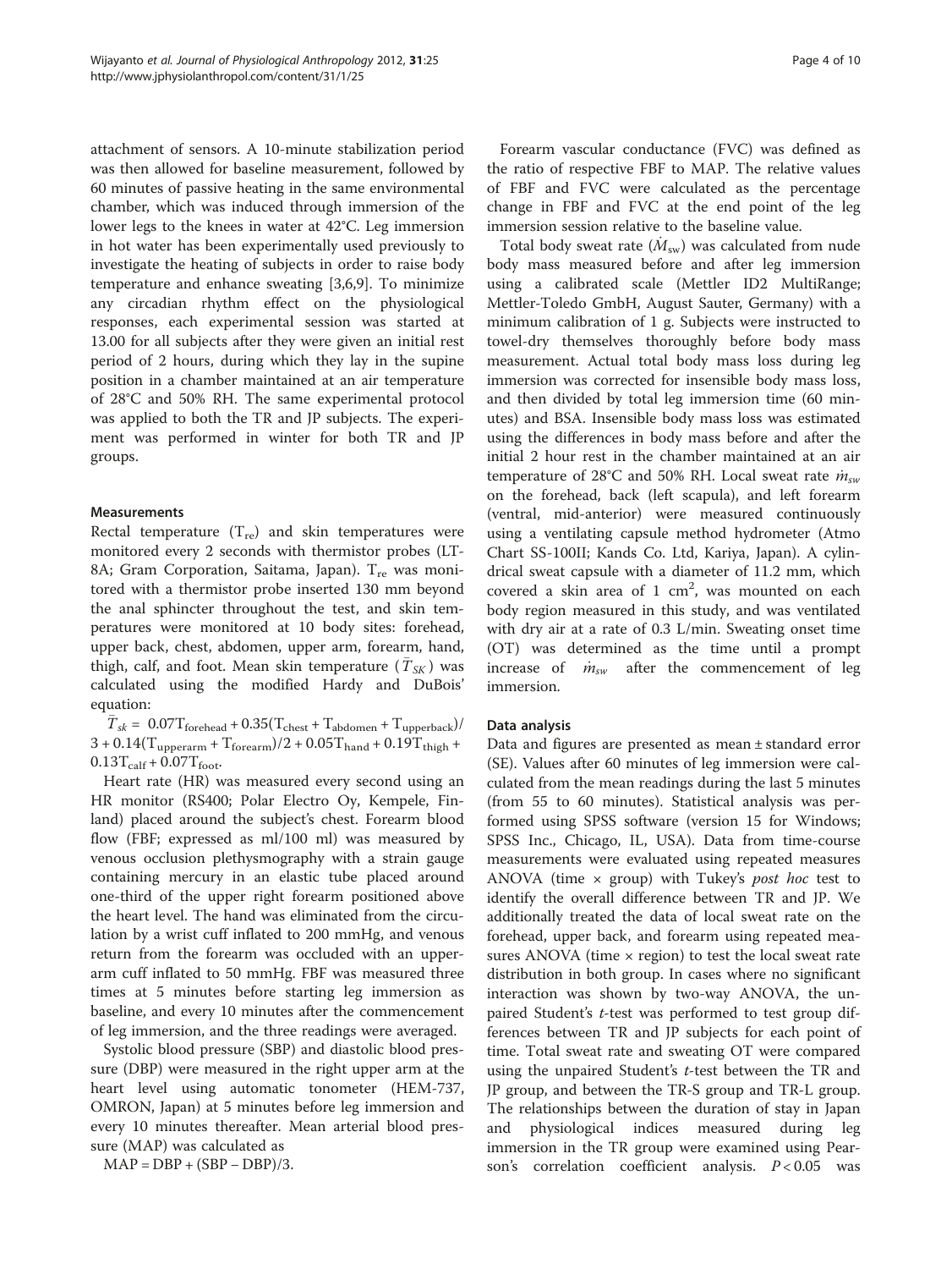attachment of sensors. A 10-minute stabilization period was then allowed for baseline measurement, followed by 60 minutes of passive heating in the same environmental chamber, which was induced through immersion of the lower legs to the knees in water at 42°C. Leg immersion in hot water has been experimentally used previously to investigate the heating of subjects in order to raise body temperature and enhance sweating [3,6,9]. To minimize any circadian rhythm effect on the physiological responses, each experimental session was started at 13.00 for all subjects after they were given an initial rest period of 2 hours, during which they lay in the supine position in a chamber maintained at an air temperature of 28°C and 50% RH. The same experimental protocol was applied to both the TR and JP subjects. The experiment was performed in winter for both TR and JP groups.

#### Measurements

Rectal temperature ($T_{re}$) and skin temperatures were monitored every 2 seconds with thermistor probes (LT-8A; Gram Corporation, Saitama, Japan). $T_{re}$ was monitored with a thermistor probe inserted 130 mm beyond the anal sphincter throughout the test, and skin temperatures were monitored at 10 body sites: forehead, upper back, chest, abdomen, upper arm, forearm, hand, thigh, calf, and foot. Mean skin temperature ($\bar{T}_{SK}$) was calculated using the modified Hardy and DuBois' equation:

$$\bar{T}_{sk} = 0.07T_{forehead} + 0.35(T_{chest} + T_{abdomen} + T_{upperback})/3 + 0.14(T_{upperarm} + T_{forearm})/2 + 0.05T_{hand} + 0.19T_{thigh} + 0.13T_{calf} + 0.07T_{foot}.$$

Heart rate (HR) was measured every second using an HR monitor (RS400; Polar Electro Oy, Kempele, Finland) placed around the subject's chest. Forearm blood flow (FBF; expressed as ml/100 ml) was measured by venous occlusion plethysmography with a strain gauge containing mercury in an elastic tube placed around one-third of the upper right forearm positioned above the heart level. The hand was eliminated from the circulation by a wrist cuff inflated to 200 mmHg, and venous return from the forearm was occluded with an upper-arm cuff inflated to 50 mmHg. FBF was measured three times at 5 minutes before starting leg immersion as baseline, and every 10 minutes after the commencement of leg immersion, and the three readings were averaged.

Systolic blood pressure (SBP) and diastolic blood pressure (DBP) were measured in the right upper arm at the heart level using automatic tonometer (HEM-737, OMRON, Japan) at 5 minutes before leg immersion and every 10 minutes thereafter. Mean arterial blood pressure (MAP) was calculated as

$$MAP = DBP + (SBP - DBP)/3.$$

Forearm vascular conductance (FVC) was defined as the ratio of respective FBF to MAP. The relative values of FBF and FVC were calculated as the percentage change in FBF and FVC at the end point of the leg immersion session relative to the baseline value.

Total body sweat rate ($\dot{M}_{sw}$) was calculated from nude body mass measured before and after leg immersion using a calibrated scale (Mettler ID2 MultiRange; Mettler-Toledo GmbH, August Sauter, Germany) with a minimum calibration of 1 g. Subjects were instructed to towel-dry themselves thoroughly before body mass measurement. Actual total body mass loss during leg immersion was corrected for insensible body mass loss, and then divided by total leg immersion time (60 minutes) and BSA. Insensible body mass loss was estimated using the differences in body mass before and after the initial 2 hour rest in the chamber maintained at an air temperature of 28°C and 50% RH. Local sweat rate $\dot{m}_{sw}$ on the forehead, back (left scapula), and left forearm (ventral, mid-anterior) were measured continuously using a ventilating capsule method hydrometer (Atmo Chart SS-100II; Kands Co. Ltd, Kariya, Japan). A cylindrical sweat capsule with a diameter of 11.2 mm, which covered a skin area of 1 $cm^2$, was mounted on each body region measured in this study, and was ventilated with dry air at a rate of 0.3 L/min. Sweating onset time (OT) was determined as the time until a prompt increase of $\dot{m}_{sw}$ after the commencement of leg immersion.

#### Data analysis

Data and figures are presented as mean ± standard error (SE). Values after 60 minutes of leg immersion were calculated from the mean readings during the last 5 minutes (from 55 to 60 minutes). Statistical analysis was performed using SPSS software (version 15 for Windows; SPSS Inc., Chicago, IL, USA). Data from time-course measurements were evaluated using repeated measures ANOVA (time × group) with Tukey's *post hoc* test to identify the overall difference between TR and JP. We additionally treated the data of local sweat rate on the forehead, upper back, and forearm using repeated measures ANOVA (time × region) to test the local sweat rate distribution in both group. In cases where no significant interaction was shown by two-way ANOVA, the unpaired Student's *t*-test was performed to test group differences between TR and JP subjects for each point of time. Total sweat rate and sweating OT were compared using the unpaired Student's *t*-test between the TR and JP group, and between the TR-S group and TR-L group. The relationships between the duration of stay in Japan and physiological indices measured during leg immersion in the TR group were examined using Pearson's correlation coefficient analysis. $P < 0.05$ was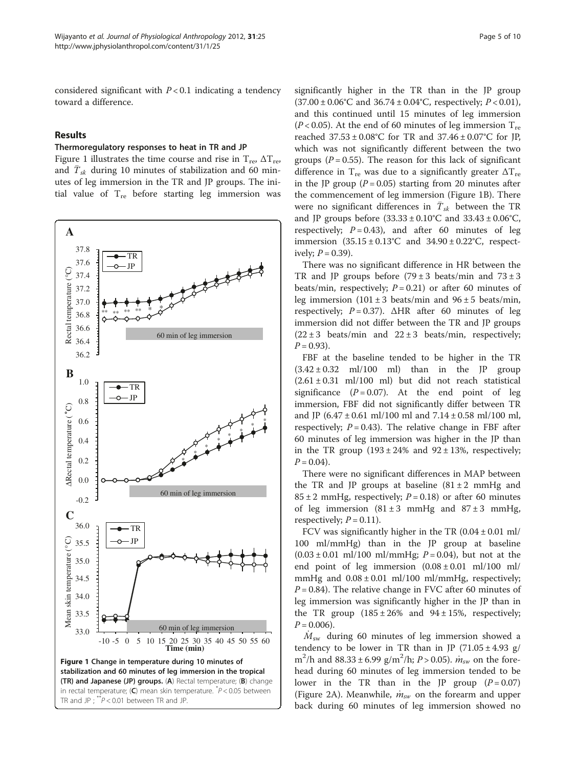considered significant with $P < 0.1$ indicating a tendency toward a difference.

## Results

### Thermoregulatory responses to heat in TR and JP

Figure 1 illustrates the time course and rise in $T_{re}$, $\Delta T_{re}$, and $\bar{T}_{sk}$ during 10 minutes of stabilization and 60 minutes of leg immersion in the TR and JP groups. The initial value of $T_{re}$ before starting leg immersion was significantly higher in the TR than in the JP group (37.00 ± 0.06°C and 36.74 ± 0.04°C, respectively; $P < 0.01$), and this continued until 15 minutes of leg immersion ($P < 0.05$). At the end of 60 minutes of leg immersion $T_{re}$ reached 37.53 ± 0.08°C for TR and 37.46 ± 0.07°C for JP, which was not significantly different between the two groups ($P = 0.55$). The reason for this lack of significant difference in $T_{re}$ was due to a significantly greater $\Delta T_{re}$ in the JP group ($P = 0.05$) starting from 20 minutes after the commencement of leg immersion (Figure 1B). There were no significant differences in $\bar{T}_{sk}$ between the TR and JP groups before (33.33 ± 0.10°C and 33.43 ± 0.06°C, respectively; $P = 0.43$), and after 60 minutes of leg immersion (35.15 ± 0.13°C and 34.90 ± 0.22°C, respectively; $P = 0.39$).

A
Rectal temperature (°C)
TR
JP
60 min of leg immersion

B
ΔRectal temperature (°C)
TR
JP
60 min of leg immersion

C
Mean skin temperature (°C)
TR
JP
60 min of leg immersion
-10 -5 0 5 10 15 20 25 30 35 40 45 50 55 60
Time (min)

**Figure 1 Change in temperature during 10 minutes of stabilization and 60 minutes of leg immersion in the tropical (TR) and Japanese (JP) groups.** (**A**) Rectal temperature; (**B**) change in rectal temperature; (**C**) mean skin temperature. *$P < 0.05$ between TR and JP ; **$P < 0.01$ between TR and JP.

There was no significant difference in HR between the TR and JP groups before (79 ± 3 beats/min and 73 ± 3 beats/min, respectively; $P = 0.21$) or after 60 minutes of leg immersion (101 ± 3 beats/min and 96 ± 5 beats/min, respectively; $P = 0.37$). ΔHR after 60 minutes of leg immersion did not differ between the TR and JP groups (22 ± 3 beats/min and 22 ± 3 beats/min, respectively; $P = 0.93$).

FBF at the baseline tended to be higher in the TR (3.42 ± 0.32 ml/100 ml) than in the JP group (2.61 ± 0.31 ml/100 ml) but did not reach statistical significance ($P = 0.07$). At the end point of leg immersion, FBF did not significantly differ between TR and JP (6.47 ± 0.61 ml/100 ml and 7.14 ± 0.58 ml/100 ml, respectively; $P = 0.43$). The relative change in FBF after 60 minutes of leg immersion was higher in the JP than in the TR group (193 ± 24% and 92 ± 13%, respectively; $P = 0.04$).

There were no significant differences in MAP between the TR and JP groups at baseline (81 ± 2 mmHg and 85 ± 2 mmHg, respectively; $P = 0.18$) or after 60 minutes of leg immersion (81 ± 3 mmHg and 87 ± 3 mmHg, respectively; $P = 0.11$).

FCV was significantly higher in the TR (0.04 ± 0.01 ml/100 ml/mmHg) than in the JP group at baseline (0.03 ± 0.01 ml/100 ml/mmHg; $P = 0.04$), but not at the end point of leg immersion (0.08 ± 0.01 ml/100 ml/mmHg and 0.08 ± 0.01 ml/100 ml/mmHg, respectively; $P = 0.84$). The relative change in FVC after 60 minutes of leg immersion was significantly higher in the JP than in the TR group (185 ± 26% and 94 ± 15%, respectively; $P = 0.006$).

$\dot{M}_{sw}$ during 60 minutes of leg immersion showed a tendency to be lower in TR than in JP (71.05 ± 4.93 g/m$^2$/h and 88.33 ± 6.99 g/m$^2$/h; $P > 0.05$). $\dot{m}_{sw}$ on the forehead during 60 minutes of leg immersion tended to be lower in the TR than in the JP group ($P = 0.07$) (Figure 2A). Meanwhile, $\dot{m}_{sw}$ on the forearm and upper back during 60 minutes of leg immersion showed no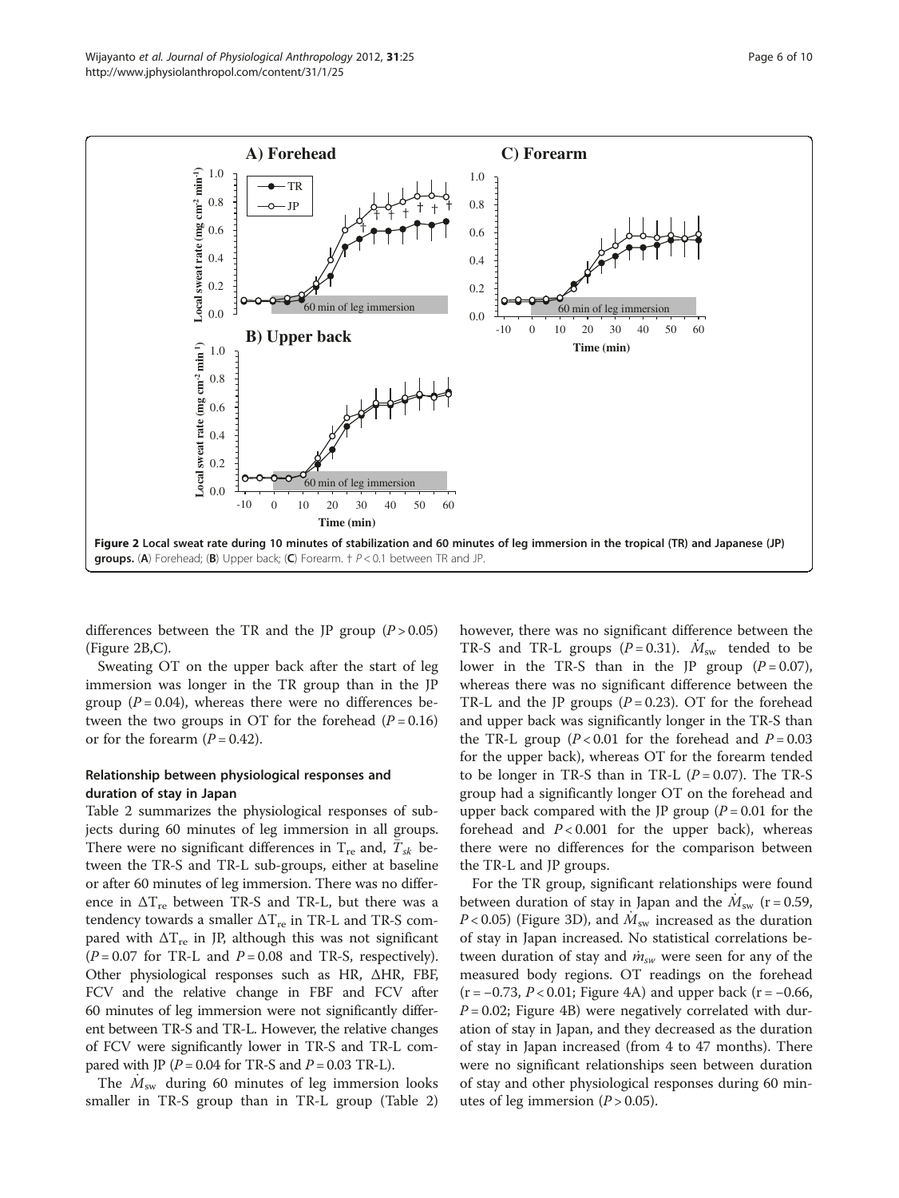A) Forehead

C) Forearm

B) Upper back

Local sweat rate (mg cm$^{-2}$ min$^{-1}$)

1.0 0.8 0.6 0.4 0.2 0.0

TR

JP

† † † † † †

60 min of leg immersion

-10 0 10 20 30 40 50 60

Time (min)

**Figure 2 Local sweat rate during 10 minutes of stabilization and 60 minutes of leg immersion in the tropical (TR) and Japanese (JP) groups.** (**A**) Forehead; (**B**) Upper back; (**C**) Forearm. † $P < 0.1$ between TR and JP.

differences between the TR and the JP group ($P > 0.05$) (Figure 2B,C).

Sweating OT on the upper back after the start of leg immersion was longer in the TR group than in the JP group ($P = 0.04$), whereas there were no differences between the two groups in OT for the forehead ($P = 0.16$) or for the forearm ($P = 0.42$).

### Relationship between physiological responses and duration of stay in Japan

Table 2 summarizes the physiological responses of subjects during 60 minutes of leg immersion in all groups. There were no significant differences in $T_{re}$ and, $\bar{T}_{sk}$ between the TR-S and TR-L sub-groups, either at baseline or after 60 minutes of leg immersion. There was no difference in $\Delta T_{re}$ between TR-S and TR-L, but there was a tendency towards a smaller $\Delta T_{re}$ in TR-L and TR-S compared with $\Delta T_{re}$ in JP, although this was not significant ($P = 0.07$ for TR-L and $P = 0.08$ and TR-S, respectively). Other physiological responses such as HR, ΔHR, FBF, FCV and the relative change in FBF and FCV after 60 minutes of leg immersion were not significantly different between TR-S and TR-L. However, the relative changes of FCV were significantly lower in TR-S and TR-L compared with JP ($P = 0.04$ for TR-S and $P = 0.03$ TR-L).

The $\dot{M}_{sw}$ during 60 minutes of leg immersion looks smaller in TR-S group than in TR-L group (Table 2) however, there was no significant difference between the TR-S and TR-L groups ($P = 0.31$). $\dot{M}_{sw}$ tended to be lower in the TR-S than in the JP group ($P = 0.07$), whereas there was no significant difference between the TR-L and the JP groups ($P = 0.23$). OT for the forehead and upper back was significantly longer in the TR-S than the TR-L group ($P < 0.01$ for the forehead and $P = 0.03$ for the upper back), whereas OT for the forearm tended to be longer in TR-S than in TR-L ($P = 0.07$). The TR-S group had a significantly longer OT on the forehead and upper back compared with the JP group ($P = 0.01$ for the forehead and $P < 0.001$ for the upper back), whereas there were no differences for the comparison between the TR-L and JP groups.

For the TR group, significant relationships were found between duration of stay in Japan and the $\dot{M}_{sw}$ ($r = 0.59$, $P < 0.05$) (Figure 3D), and $\dot{M}_{sw}$ increased as the duration of stay in Japan increased. No statistical correlations between duration of stay and $\dot{m}_{sw}$ were seen for any of the measured body regions. OT readings on the forehead ($r = -0.73$, $P < 0.01$; Figure 4A) and upper back ($r = -0.66$, $P = 0.02$; Figure 4B) were negatively correlated with duration of stay in Japan, and they decreased as the duration of stay in Japan increased (from 4 to 47 months). There were no significant relationships seen between duration of stay and other physiological responses during 60 minutes of leg immersion ($P > 0.05$).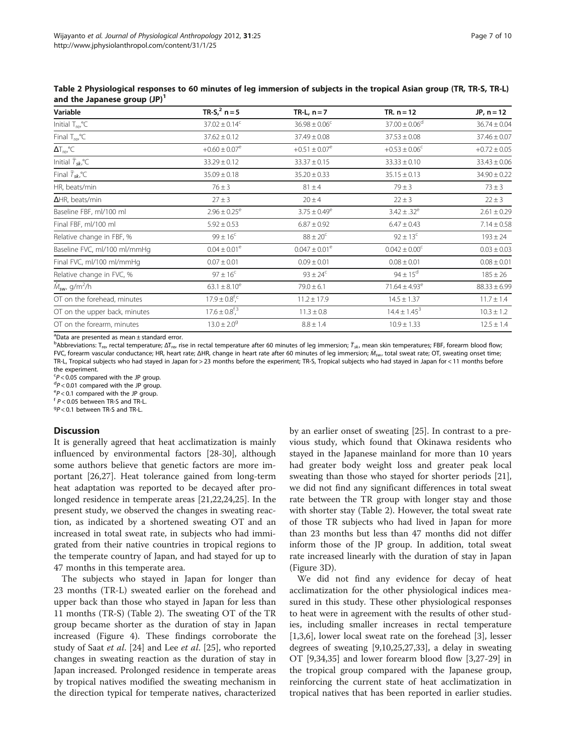Table 2 Physiological responses to 60 minutes of leg immersion of subjects in the tropical Asian group (TR, TR-S, TR-L) and the Japanese group (JP)[1]

| Variable | TR-S,[2] n = 5 | TR-L, n = 7 | TR. n = 12 | JP, n = 12 |
|---|---|---|---|---|
| Initial $T_{re}$,°C | 37.02 ± 0.14[c] | 36.98 ± 0.06[c] | 37.00 ± 0.06[d] | 36.74 ± 0.04 |
| Final $T_{re}$,°C | 37.62 ± 0.12 | 37.49 ± 0.08 | 37.53 ± 0.08 | 37.46 ± 0.07 |
| $\Delta T_{re}$,°C | +0.60 ± 0.07[e] | +0.51 ± 0.07[e] | +0.53 ± 0.06[c] | +0.72 ± 0.05 |
| Initial $\bar{T}_{sk}$,°C | 33.29 ± 0.12 | 33.37 ± 0.15 | 33.33 ± 0.10 | 33.43 ± 0.06 |
| Final $\bar{T}_{sk}$,°C | 35.09 ± 0.18 | 35.20 ± 0.33 | 35.15 ± 0.13 | 34.90 ± 0.22 |
| HR, beats/min | 76 ± 3 | 81 ± 4 | 79 ± 3 | 73 ± 3 |
| ΔHR, beats/min | 27 ± 3 | 20 ± 4 | 22 ± 3 | 22 ± 3 |
| Baseline FBF, ml/100 ml | 2.96 ± 0.25[e] | 3.75 ± 0.49[e] | 3.42 ± .32[e] | 2.61 ± 0.29 |
| Final FBF, ml/100 ml | 5.92 ± 0.53 | 6.87 ± 0.92 | 6.47 ± 0.43 | 7.14 ± 0.58 |
| Relative change in FBF, % | 99 ± 16[c] | 88 ± 20[c] | 92 ± 13[c] | 193 ± 24 |
| Baseline FVC, ml/100 ml/mmHg | 0.04 ± 0.01[e] | 0.047 ± 0.01[e] | 0.042 ± 0.00[c] | 0.03 ± 0.03 |
| Final FVC, ml/100 ml/mmHg | 0.07 ± 0.01 | 0.09 ± 0.01 | 0.08 ± 0.01 | 0.08 ± 0.01 |
| Relative change in FVC, % | 97 ± 16[c] | 93 ± 24[c] | 94 ± 15[d] | 185 ± 26 |
| $\dot{M}_{sw}$, g/m²/h | 63.1 ± 8.10[e] | 79.0 ± 6.1 | 71.64 ± 4.93[e] | 88.33 ± 6.99 |
| OT on the forehead, minutes | 17.9 ± 0.8[f],[c] | 11.2 ± 17.9 | 14.5 ± 1.37 | 11.7 ± 1.4 |
| OT on the upper back, minutes | 17.6 ± 0.8[f],[3] | 11.3 ± 0.8 | 14.4 ± 1.45[3] | 10.3 ± 1.2 |
| OT on the forearm, minutes | 13.0 ± 2.0[g] | 8.8 ± 1.4 | 10.9 ± 1.33 | 12.5 ± 1.4 |

[a]Data are presented as mean ± standard error.
[b]Abbreviations: $T_{re}$, rectal temperature; $\Delta T_{re}$, rise in rectal temperature after 60 minutes of leg immersion; $\bar{T}_{sk}$, mean skin temperatures; FBF, forearm blood flow; FVC, forearm vascular conductance; HR, heart rate; ΔHR, change in heart rate after 60 minutes of leg immersion; $\dot{M}_{sw}$, total sweat rate; OT, sweating onset time; TR-L, Tropical subjects who had stayed in Japan for > 23 months before the experiment; TR-S, Tropical subjects who had stayed in Japan for < 11 months before the experiment.
[c]$P < 0.05$ compared with the JP group.
[d]$P < 0.01$ compared with the JP group.
[e]$P < 0.1$ compared with the JP group.
[f] $P < 0.05$ between TR-S and TR-L.
[g]$P < 0.1$ between TR-S and TR-L.

## Discussion

It is generally agreed that heat acclimatization is mainly influenced by environmental factors [28-30], although some authors believe that genetic factors are more important [26,27]. Heat tolerance gained from long-term heat adaptation was reported to be decayed after prolonged residence in temperate areas [21,22,24,25]. In the present study, we observed the changes in sweating reaction, as indicated by a shortened sweating OT and an increased in total sweat rate, in subjects who had immigrated from their native countries in tropical regions to the temperate country of Japan, and had stayed for up to 47 months in this temperate area.

The subjects who stayed in Japan for longer than 23 months (TR-L) sweated earlier on the forehead and upper back than those who stayed in Japan for less than 11 months (TR-S) (Table 2). The sweating OT of the TR group became shorter as the duration of stay in Japan increased (Figure 4). These findings corroborate the study of Saat *et al*. [24] and Lee *et al*. [25], who reported changes in sweating reaction as the duration of stay in Japan increased. Prolonged residence in temperate areas by tropical natives modified the sweating mechanism in the direction typical for temperate natives, characterized by an earlier onset of sweating [25]. In contrast to a previous study, which found that Okinawa residents who stayed in the Japanese mainland for more than 10 years had greater body weight loss and greater peak local sweating than those who stayed for shorter periods [21], we did not find any significant differences in total sweat rate between the TR group with longer stay and those with shorter stay (Table 2). However, the total sweat rate of those TR subjects who had lived in Japan for more than 23 months but less than 47 months did not differ inform those of the JP group. In addition, total sweat rate increased linearly with the duration of stay in Japan (Figure 3D).

We did not find any evidence for decay of heat acclimatization for the other physiological indices measured in this study. These other physiological responses to heat were in agreement with the results of other studies, including smaller increases in rectal temperature [1,3,6], lower local sweat rate on the forehead [3], lesser degrees of sweating [9,10,25,27,33], a delay in sweating OT [9,34,35] and lower forearm blood flow [3,27-29] in the tropical group compared with the Japanese group, reinforcing the current state of heat acclimatization in tropical natives that has been reported in earlier studies.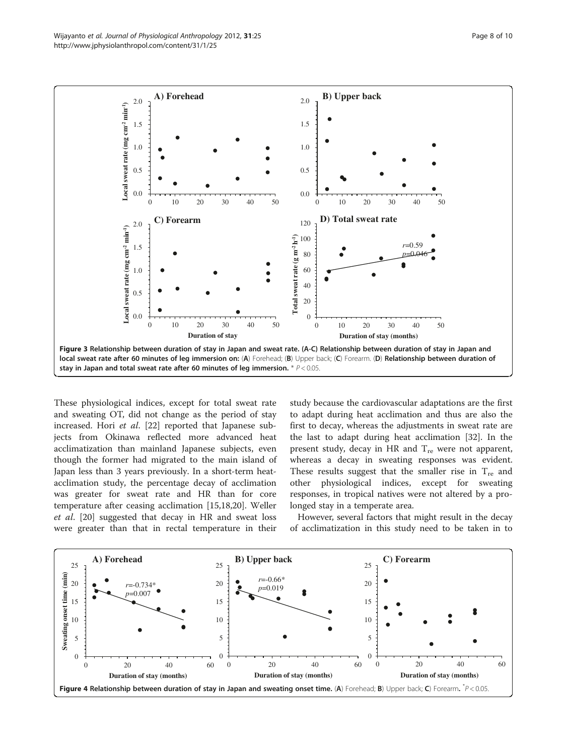A) Forehead

B) Upper back

C) Forearm

D) Total sweat rate

Local sweat rate (mg cm$^{-2}$ min$^{-1}$)

Total sweat rate (g m$^{-2}$h$^{-1}$)

$r$=0.59
$p$=0.046

Duration of stay

Duration of stay (months)

**Figure 3 Relationship between duration of stay in Japan and sweat rate. (A-C) Relationship between duration of stay in Japan and local sweat rate after 60 minutes of leg immersion on: (A) Forehead; (B) Upper back; (C) Forearm. (D) Relationship between duration of stay in Japan and total sweat rate after 60 minutes of leg immersion.** * $P < 0.05$.

These physiological indices, except for total sweat rate and sweating OT, did not change as the period of stay increased. Hori *et al*. [22] reported that Japanese subjects from Okinawa reflected more advanced heat acclimatization than mainland Japanese subjects, even though the former had migrated to the main island of Japan less than 3 years previously. In a short-term heat-acclimation study, the percentage decay of acclimation was greater for sweat rate and HR than for core temperature after ceasing acclimation [15,18,20]. Weller *et al*. [20] suggested that decay in HR and sweat loss were greater than that in rectal temperature in their study because the cardiovascular adaptations are the first to adapt during heat acclimation and thus are also the first to decay, whereas the adjustments in sweat rate are the last to adapt during heat acclimation [32]. In the present study, decay in HR and $T_{re}$ were not apparent, whereas a decay in sweating responses was evident. These results suggest that the smaller rise in $T_{re}$ and other physiological indices, except for sweating responses, in tropical natives were not altered by a prolonged stay in a temperate area.

However, several factors that might result in the decay of acclimatization in this study need to be taken in to

A) Forehead

B) Upper back

C) Forearm

Sweating onset time (min)

$r$=-0.734*
$p$=0.007

$r$=-0.66*
$p$=0.019

Duration of stay (months)

**Figure 4 Relationship between duration of stay in Japan and sweating onset time.** (**A**) Forehead; **B**) Upper back; **C**) Forearm. * $P < 0.05$.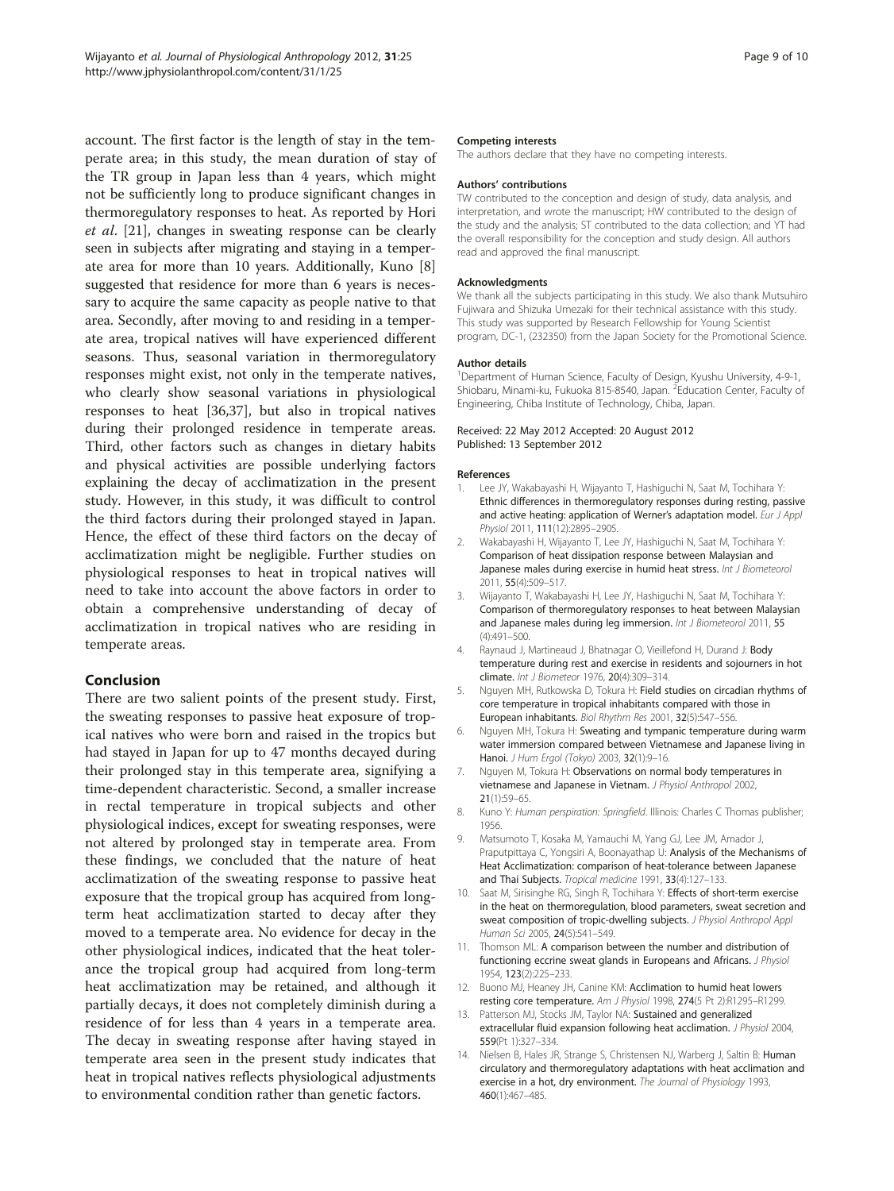account. The first factor is the length of stay in the temperate area; in this study, the mean duration of stay of the TR group in Japan less than 4 years, which might not be sufficiently long to produce significant changes in thermoregulatory responses to heat. As reported by Hori *et al*. [21], changes in sweating response can be clearly seen in subjects after migrating and staying in a temperate area for more than 10 years. Additionally, Kuno [8] suggested that residence for more than 6 years is necessary to acquire the same capacity as people native to that area. Secondly, after moving to and residing in a temperate area, tropical natives will have experienced different seasons. Thus, seasonal variation in thermoregulatory responses might exist, not only in the temperate natives, who clearly show seasonal variations in physiological responses to heat [36,37], but also in tropical natives during their prolonged residence in temperate areas. Third, other factors such as changes in dietary habits and physical activities are possible underlying factors explaining the decay of acclimatization in the present study. However, in this study, it was difficult to control the third factors during their prolonged stayed in Japan. Hence, the effect of these third factors on the decay of acclimatization might be negligible. Further studies on physiological responses to heat in tropical natives will need to take into account the above factors in order to obtain a comprehensive understanding of decay of acclimatization in tropical natives who are residing in temperate areas.

## Conclusion

There are two salient points of the present study. First, the sweating responses to passive heat exposure of tropical natives who were born and raised in the tropics but had stayed in Japan for up to 47 months decayed during their prolonged stay in this temperate area, signifying a time-dependent characteristic. Second, a smaller increase in rectal temperature in tropical subjects and other physiological indices, except for sweating responses, were not altered by prolonged stay in temperate area. From these findings, we concluded that the nature of heat acclimatization of the sweating response to passive heat exposure that the tropical group has acquired from long-term heat acclimatization started to decay after they moved to a temperate area. No evidence for decay in the other physiological indices, indicated that the heat tolerance the tropical group had acquired from long-term heat acclimatization may be retained, and although it partially decays, it does not completely diminish during a residence of for less than 4 years in a temperate area. The decay in sweating response after having stayed in temperate area seen in the present study indicates that heat in tropical natives reflects physiological adjustments to environmental condition rather than genetic factors.

#### Competing interests

The authors declare that they have no competing interests.

#### Authors' contributions

TW contributed to the conception and design of study, data analysis, and interpretation, and wrote the manuscript; HW contributed to the design of the study and the analysis; ST contributed to the data collection; and YT had the overall responsibility for the conception and study design. All authors read and approved the final manuscript.

#### Acknowledgments

We thank all the subjects participating in this study. We also thank Mutsuhiro Fujiwara and Shizuka Umezaki for their technical assistance with this study. This study was supported by Research Fellowship for Young Scientist program, DC-1, (232350) from the Japan Society for the Promotional Science.

#### Author details

[1]Department of Human Science, Faculty of Design, Kyushu University, 4-9-1, Shiobaru, Minami-ku, Fukuoka 815-8540, Japan. [2]Education Center, Faculty of Engineering, Chiba Institute of Technology, Chiba, Japan.

Received: 22 May 2012 Accepted: 20 August 2012
Published: 13 September 2012

#### References

1. Lee JY, Wakabayashi H, Wijayanto T, Hashiguchi N, Saat M, Tochihara Y: **Ethnic differences in thermoregulatory responses during resting, passive and active heating: application of Werner's adaptation model.** *Eur J Appl Physiol* 2011, **111**(12):2895–2905.
2. Wakabayashi H, Wijayanto T, Lee JY, Hashiguchi N, Saat M, Tochihara Y: **Comparison of heat dissipation response between Malaysian and Japanese males during exercise in humid heat stress.** *Int J Biometeorol* 2011, **55**(4):509–517.
3. Wijayanto T, Wakabayashi H, Lee JY, Hashiguchi N, Saat M, Tochihara Y: **Comparison of thermoregulatory responses to heat between Malaysian and Japanese males during leg immersion.** *Int J Biometeorol* 2011, **55** (4):491–500.
4. Raynaud J, Martineaud J, Bhatnagar O, Vieillefond H, Durand J: **Body temperature during rest and exercise in residents and sojourners in hot climate.** *Int J Biometeor* 1976, **20**(4):309–314.
5. Nguyen MH, Rutkowska D, Tokura H: **Field studies on circadian rhythms of core temperature in tropical inhabitants compared with those in European inhabitants.** *Biol Rhythm Res* 2001, **32**(5):547–556.
6. Nguyen MH, Tokura H: **Sweating and tympanic temperature during warm water immersion compared between Vietnamese and Japanese living in Hanoi.** *J Hum Ergol (Tokyo)* 2003, **32**(1):9–16.
7. Nguyen M, Tokura H: **Observations on normal body temperatures in vietnamese and Japanese in Vietnam.** *J Physiol Anthropol* 2002, **21**(1):59–65.
8. Kuno Y: *Human perspiration: Springfield*. Illinois: Charles C Thomas publisher; 1956.
9. Matsumoto T, Kosaka M, Yamauchi M, Yang GJ, Lee JM, Amador J, Praputpittaya C, Yongsiri A, Boonayathap U: **Analysis of the Mechanisms of Heat Acclimatization: comparison of heat-tolerance between Japanese and Thai Subjects.** *Tropical medicine* 1991, **33**(4):127–133.
10. Saat M, Sirisinghe RG, Singh R, Tochihara Y: **Effects of short-term exercise in the heat on thermoregulation, blood parameters, sweat secretion and sweat composition of tropic-dwelling subjects.** *J Physiol Anthropol Appl Human Sci* 2005, **24**(5):541–549.
11. Thomson ML: **A comparison between the number and distribution of functioning eccrine sweat glands in Europeans and Africans.** *J Physiol* 1954, **123**(2):225–233.
12. Buono MJ, Heaney JH, Canine KM: **Acclimation to humid heat lowers resting core temperature.** *Am J Physiol* 1998, **274**(5 Pt 2):R1295–R1299.
13. Patterson MJ, Stocks JM, Taylor NA: **Sustained and generalized extracellular fluid expansion following heat acclimation.** *J Physiol* 2004, **559**(Pt 1):327–334.
14. Nielsen B, Hales JR, Strange S, Christensen NJ, Warberg J, Saltin B: **Human circulatory and thermoregulatory adaptations with heat acclimation and exercise in a hot, dry environment.** *The Journal of Physiology* 1993, **460**(1):467–485.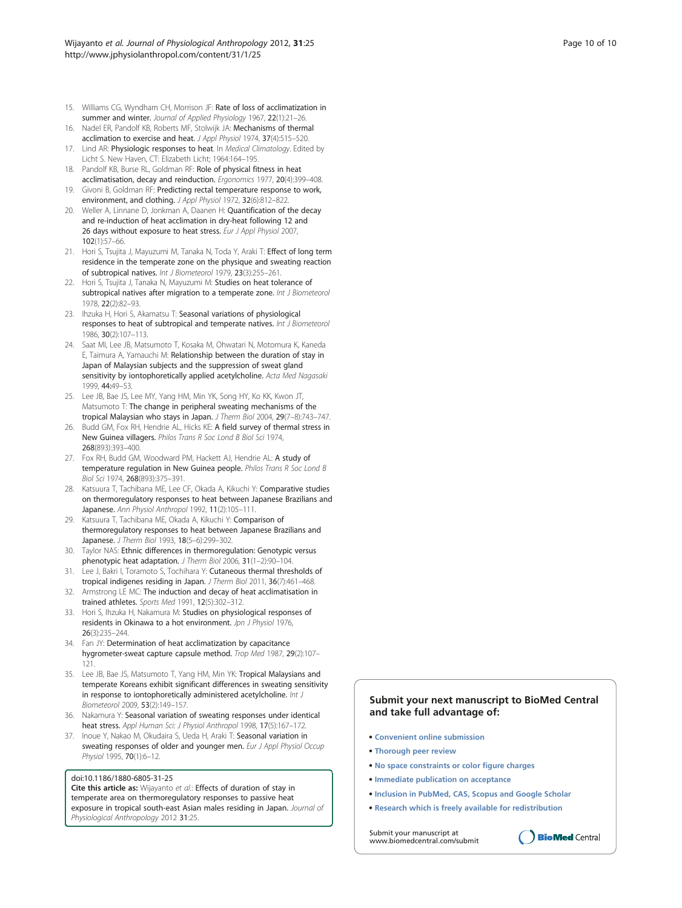15. Williams CG, Wyndham CH, Morrison JF: Rate of loss of acclimatization in summer and winter. *Journal of Applied Physiology* 1967, **22**(1):21–26.
16. Nadel ER, Pandolf KB, Roberts MF, Stolwijk JA: Mechanisms of thermal acclimation to exercise and heat. *J Appl Physiol* 1974, **37**(4):515–520.
17. Lind AR: Physiologic responses to heat. In *Medical Climatology*. Edited by Licht S. New Haven, CT: Elizabeth Licht; 1964:164–195.
18. Pandolf KB, Burse RL, Goldman RF: Role of physical fitness in heat acclimatisation, decay and reinduction. *Ergonomics* 1977, **20**(4):399–408.
19. Givoni B, Goldman RF: Predicting rectal temperature response to work, environment, and clothing. *J Appl Physiol* 1972, **32**(6):812–822.
20. Weller A, Linnane D, Jonkman A, Daanen H: Quantification of the decay and re-induction of heat acclimation in dry-heat following 12 and 26 days without exposure to heat stress. *Eur J Appl Physiol* 2007, **102**(1):57–66.
21. Hori S, Tsujita J, Mayuzumi M, Tanaka N, Toda Y, Araki T: Effect of long term residence in the temperate zone on the physique and sweating reaction of subtropical natives. *Int J Biometeorol* 1979, **23**(3):255–261.
22. Hori S, Tsujita J, Tanaka N, Mayuzumi M: Studies on heat tolerance of subtropical natives after migration to a temperate zone. *Int J Biometeorol* 1978, **22**(2):82–93.
23. Ihzuka H, Hori S, Akamatsu T: Seasonal variations of physiological responses to heat of subtropical and temperate natives. *Int J Biometeorol* 1986, **30**(2):107–113.
24. Saat MI, Lee JB, Matsumoto T, Kosaka M, Ohwatari N, Motomura K, Kaneda E, Taimura A, Yamauchi M: Relationship between the duration of stay in Japan of Malaysian subjects and the suppression of sweat gland sensitivity by iontophoretically applied acetylcholine. *Acta Med Nagasaki* 1999, **44**:49–53.
25. Lee JB, Bae JS, Lee MY, Yang HM, Min YK, Song HY, Ko KK, Kwon JT, Matsumoto T: The change in peripheral sweating mechanisms of the tropical Malaysian who stays in Japan. *J Therm Biol* 2004, **29**(7–8):743–747.
26. Budd GM, Fox RH, Hendrie AL, Hicks KE: A field survey of thermal stress in New Guinea villagers. *Philos Trans R Soc Lond B Biol Sci* 1974, **268**(893):393–400.
27. Fox RH, Budd GM, Woodward PM, Hackett AJ, Hendrie AL: A study of temperature regulation in New Guinea people. *Philos Trans R Soc Lond B Biol Sci* 1974, **268**(893):375–391.
28. Katsuura T, Tachibana ME, Lee CF, Okada A, Kikuchi Y: Comparative studies on thermoregulatory responses to heat between Japanese Brazilians and Japanese. *Ann Physiol Anthropol* 1992, **11**(2):105–111.
29. Katsuura T, Tachibana ME, Okada A, Kikuchi Y: Comparison of thermoregulatory responses to heat between Japanese Brazilians and Japanese. *J Therm Biol* 1993, **18**(5–6):299–302.
30. Taylor NAS: Ethnic differences in thermoregulation: Genotypic versus phenotypic heat adaptation. *J Therm Biol* 2006, **31**(1–2):90–104.
31. Lee J, Bakri I, Toramoto S, Tochihara Y: Cutaneous thermal thresholds of tropical indigenes residing in Japan. *J Therm Biol* 2011, **36**(7):461–468.
32. Armstrong LE MC: The induction and decay of heat acclimatisation in trained athletes. *Sports Med* 1991, **12**(5):302–312.
33. Hori S, Ihzuka H, Nakamura M: Studies on physiological responses of residents in Okinawa to a hot environment. *Jpn J Physiol* 1976, **26**(3):235–244.
34. Fan JY: Determination of heat acclimatization by capacitance hygrometer-sweat capture capsule method. *Trop Med* 1987, **29**(2):107–121.
35. Lee JB, Bae JS, Matsumoto T, Yang HM, Min YK: Tropical Malaysians and temperate Koreans exhibit significant differences in sweating sensitivity in response to iontophoretically administered acetylcholine. *Int J Biometeorol* 2009, **53**(2):149–157.
36. Nakamura Y: Seasonal variation of sweating responses under identical heat stress. *Appl Human Sci: J Physiol Anthropol* 1998, **17**(5):167–172.
37. Inoue Y, Nakao M, Okudaira S, Ueda H, Araki T: Seasonal variation in sweating responses of older and younger men. *Eur J Appl Physiol Occup Physiol* 1995, **70**(1):6–12.

doi:10.1186/1880-6805-31-25

**Cite this article as:** Wijayanto *et al.*: Effects of duration of stay in temperate area on thermoregulatory responses to passive heat exposure in tropical south-east Asian males residing in Japan. *Journal of Physiological Anthropology* 2012 **31**:25.

**Submit your next manuscript to BioMed Central and take full advantage of:**

- **Convenient online submission**
- **Thorough peer review**
- **No space constraints or color figure charges**
- **Immediate publication on acceptance**
- **Inclusion in PubMed, CAS, Scopus and Google Scholar**
- **Research which is freely available for redistribution**

Submit your manuscript at
www.biomedcentral.com/submit

BioMed Central